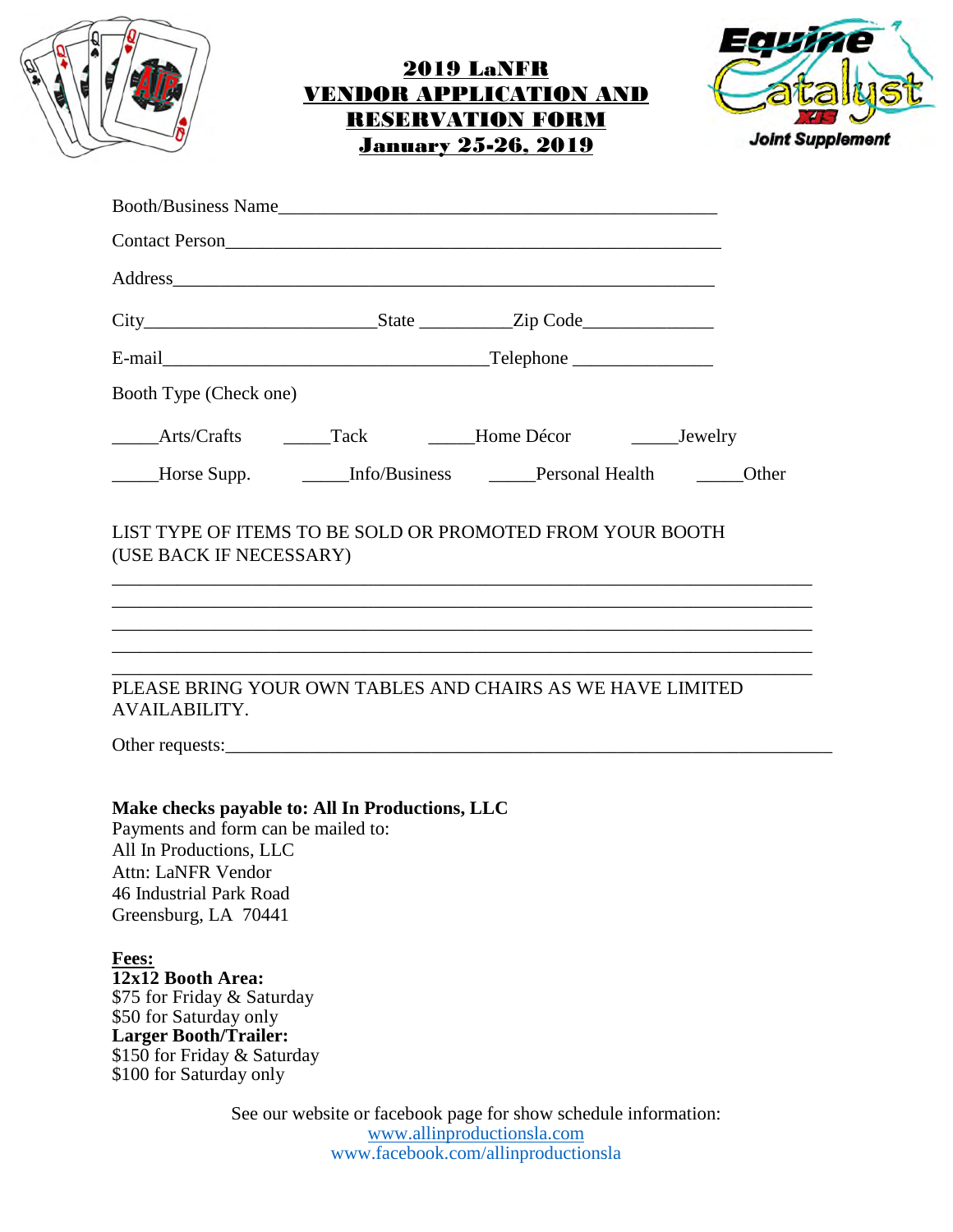# 2019 LaNFR VENDOR APPLICATION AND RESERVATION FORM
## January 25-26, 2019

Booth/Business Name_______________________________________________

Contact Person____________________________________________________

Address_________________________________________________________

City________________________State __________Zip Code______________

E-mail____________________________________Telephone _______________

Booth Type (Check one)

_____Arts/Crafts &nbsp;&nbsp;&nbsp; _____Tack &nbsp;&nbsp;&nbsp; _____Home Décor &nbsp;&nbsp;&nbsp; _____Jewelry

_____Horse Supp. &nbsp;&nbsp;&nbsp; _____Info/Business &nbsp;&nbsp;&nbsp; _____Personal Health &nbsp;&nbsp;&nbsp; _____Other

LIST TYPE OF ITEMS TO BE SOLD OR PROMOTED FROM YOUR BOOTH (USE BACK IF NECESSARY)

____________________________________________________________________________

____________________________________________________________________________

____________________________________________________________________________

____________________________________________________________________________

____________________________________________________________________________

PLEASE BRING YOUR OWN TABLES AND CHAIRS AS WE HAVE LIMITED AVAILABILITY.

Other requests:_____________________________________________________________

**Make checks payable to: All In Productions, LLC**
Payments and form can be mailed to:
All In Productions, LLC
Attn: LaNFR Vendor
46 Industrial Park Road
Greensburg, LA 70441

**Fees:**
**12x12 Booth Area:**
$75 for Friday & Saturday
$50 for Saturday only
**Larger Booth/Trailer:**
$150 for Friday & Saturday
$100 for Saturday only

See our website or facebook page for show schedule information:
www.allinproductionsla.com
www.facebook.com/allinproductionsla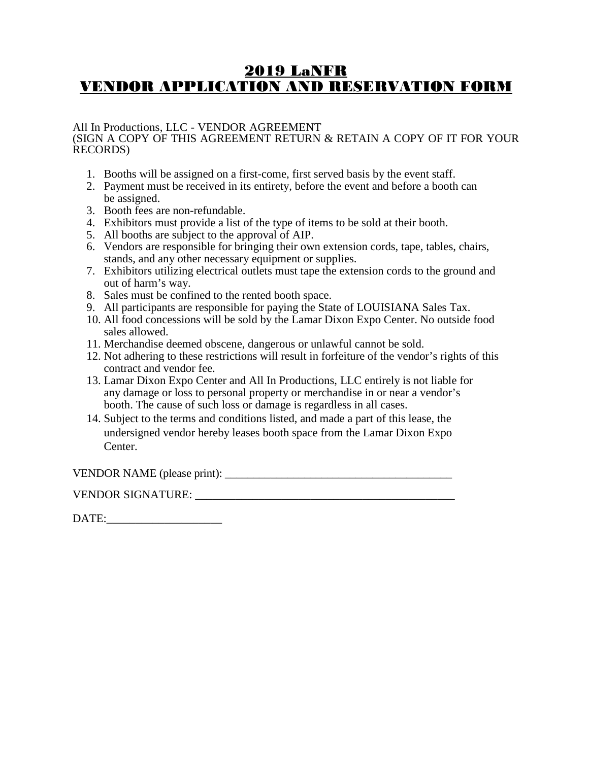# 2019 LaNFR
# VENDOR APPLICATION AND RESERVATION FORM

All In Productions, LLC - VENDOR AGREEMENT
(SIGN A COPY OF THIS AGREEMENT RETURN & RETAIN A COPY OF IT FOR YOUR RECORDS)

1. Booths will be assigned on a first-come, first served basis by the event staff.
2. Payment must be received in its entirety, before the event and before a booth can be assigned.
3. Booth fees are non-refundable.
4. Exhibitors must provide a list of the type of items to be sold at their booth.
5. All booths are subject to the approval of AIP.
6. Vendors are responsible for bringing their own extension cords, tape, tables, chairs, stands, and any other necessary equipment or supplies.
7. Exhibitors utilizing electrical outlets must tape the extension cords to the ground and out of harm's way.
8. Sales must be confined to the rented booth space.
9. All participants are responsible for paying the State of LOUISIANA Sales Tax.
10. All food concessions will be sold by the Lamar Dixon Expo Center. No outside food sales allowed.
11. Merchandise deemed obscene, dangerous or unlawful cannot be sold.
12. Not adhering to these restrictions will result in forfeiture of the vendor's rights of this contract and vendor fee.
13. Lamar Dixon Expo Center and All In Productions, LLC entirely is not liable for any damage or loss to personal property or merchandise in or near a vendor's booth. The cause of such loss or damage is regardless in all cases.
14. Subject to the terms and conditions listed, and made a part of this lease, the undersigned vendor hereby leases booth space from the Lamar Dixon Expo Center.

VENDOR NAME (please print): ________________________________________

VENDOR SIGNATURE: ______________________________________________

DATE:____________________